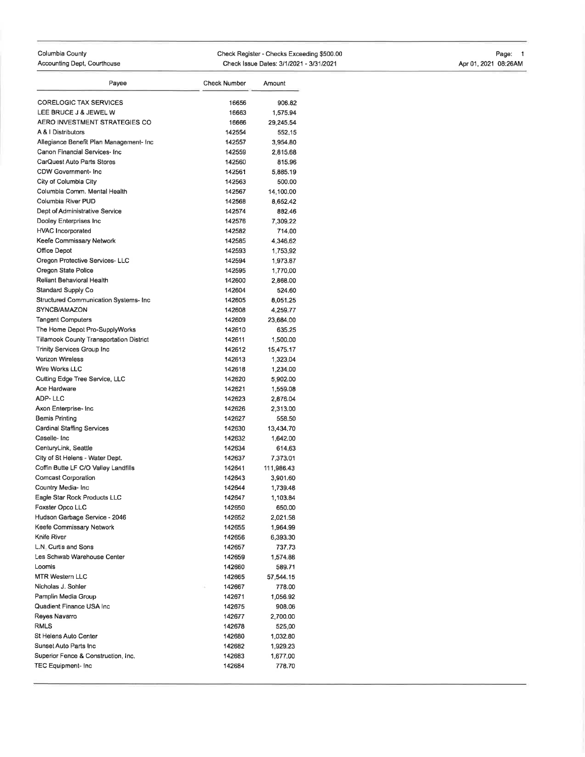Columbia County
Accounting Dept, Courthouse

Check Register - Checks Exceeding $500.00
Check Issue Dates: 3/1/2021 - 3/31/2021

Apr 01, 2021 08:26AM

| Payee | Check Number | Amount |
|---|---|---|
| CORELOGIC TAX SERVICES | 16656 | 906.82 |
| LEE BRUCE J & JEWEL W | 16663 | 1,575.94 |
| AERO INVESTMENT STRATEGIES CO | 16666 | 29,245.54 |
| A & I Distributors | 142554 | 552.15 |
| Allegiance Benefit Plan Management- Inc | 142557 | 3,954.80 |
| Canon Financial Services- Inc | 142559 | 2,815.68 |
| CarQuest Auto Parts Stores | 142560 | 815.96 |
| CDW Government- Inc | 142561 | 5,885.19 |
| City of Columbia City | 142563 | 500.00 |
| Columbia Comm. Mental Health | 142567 | 14,100.00 |
| Columbia River PUD | 142568 | 8,652.42 |
| Dept of Administrative Service | 142574 | 882.46 |
| Dooley Enterprises Inc | 142576 | 7,309.22 |
| HVAC Incorporated | 142582 | 714.00 |
| Keefe Commissary Network | 142585 | 4,346.62 |
| Office Depot | 142593 | 1,753.92 |
| Oregon Protective Services- LLC | 142594 | 1,973.87 |
| Oregon State Police | 142595 | 1,770.00 |
| Reliant Behavioral Health | 142600 | 2,868.00 |
| Standard Supply Co | 142604 | 524.60 |
| Structured Communication Systems- Inc | 142605 | 8,051.25 |
| SYNCB/AMAZON | 142608 | 4,259.77 |
| Tangent Computers | 142609 | 23,684.00 |
| The Home Depot Pro-SupplyWorks | 142610 | 635.25 |
| Tillamook County Transportation District | 142611 | 1,500.00 |
| Trinity Services Group Inc | 142612 | 15,475.17 |
| Verizon Wireless | 142613 | 1,323.04 |
| Wire Works LLC | 142618 | 1,234.00 |
| Cutting Edge Tree Service, LLC | 142620 | 5,902.00 |
| Ace Hardware | 142621 | 1,559.08 |
| ADP- LLC | 142623 | 2,876.04 |
| Axon Enterprise- Inc | 142626 | 2,313.00 |
| Bemis Printing | 142627 | 558.50 |
| Cardinal Staffing Services | 142630 | 13,434.70 |
| Caselle- Inc | 142632 | 1,642.00 |
| CenturyLink, Seattle | 142634 | 614.63 |
| City of St Helens - Water Dept. | 142637 | 7,373.01 |
| Coffin Butte LF C/O Valley Landfills | 142641 | 111,986.43 |
| Comcast Corporation | 142643 | 3,901.60 |
| Country Media- Inc | 142644 | 1,739.48 |
| Eagle Star Rock Products LLC | 142647 | 1,103.84 |
| Foxster Opco LLC | 142650 | 650.00 |
| Hudson Garbage Service - 2046 | 142652 | 2,021.58 |
| Keefe Commissary Network | 142655 | 1,964.99 |
| Knife River | 142656 | 6,393.30 |
| L.N. Curtis and Sons | 142657 | 737.73 |
| Les Schwab Warehouse Center | 142659 | 1,574.88 |
| Loomis | 142660 | 589.71 |
| MTR Western LLC | 142665 | 57,544.15 |
| Nicholas J. Sohler | 142667 | 778.00 |
| Pamplin Media Group | 142671 | 1,056.92 |
| Quadient Finance USA Inc | 142675 | 908.06 |
| Reyes Navarro | 142677 | 2,700.00 |
| RMLS | 142678 | 525.00 |
| St Helens Auto Center | 142680 | 1,032.80 |
| Sunset Auto Parts Inc | 142682 | 1,929.23 |
| Superior Fence & Construction, Inc. | 142683 | 1,677.00 |
| TEC Equipment- Inc | 142684 | 778.70 |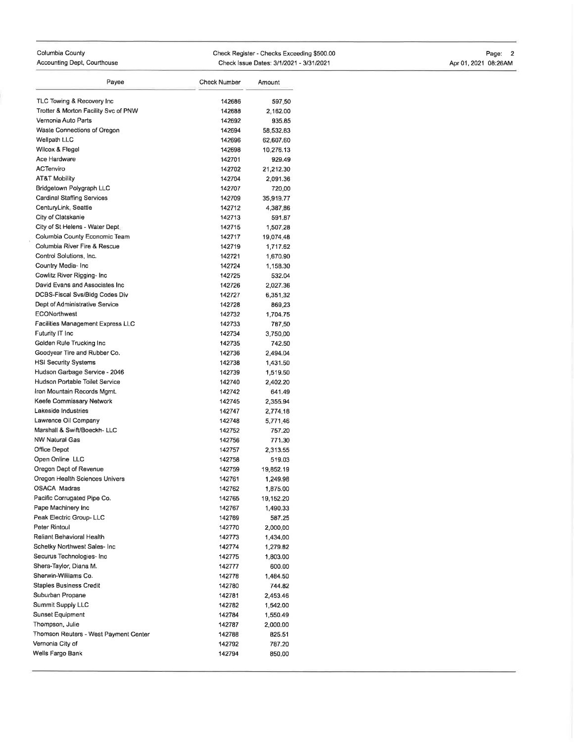| Payee | Check Number | Amount |
|---|---|---|
| TLC Towing & Recovery Inc | 142686 | 597.50 |
| Trotter & Morton Facility Svc of PNW | 142688 | 2,162.00 |
| Vernonia Auto Parts | 142692 | 935.85 |
| Waste Connections of Oregon | 142694 | 58,532.83 |
| Wellpath LLC | 142696 | 62,607.60 |
| Wilcox & Flegel | 142698 | 10,276.13 |
| Ace Hardware | 142701 | 929.49 |
| ACTenviro | 142702 | 21,212.30 |
| AT&T Mobility | 142704 | 2,091.36 |
| Bridgetown Polygraph LLC | 142707 | 720.00 |
| Cardinal Staffing Services | 142709 | 35,919.77 |
| CenturyLink, Seattle | 142712 | 4,387.86 |
| City of Clatskanie | 142713 | 591.87 |
| City of St Helens - Water Dept. | 142715 | 1,507.28 |
| Columbia County Economic Team | 142717 | 19,074.48 |
| Columbia River Fire & Rescue | 142719 | 1,717.62 |
| Control Solutions, Inc. | 142721 | 1,670.90 |
| Country Media- Inc | 142724 | 1,158.30 |
| Cowlitz River Rigging- Inc | 142725 | 532.04 |
| David Evans and Associates Inc | 142726 | 2,027.36 |
| DCBS-Fiscal Svs/Bldg Codes Div | 142727 | 6,351.32 |
| Dept of Administrative Service | 142728 | 869.23 |
| ECONorthwest | 142732 | 1,704.75 |
| Facilities Management Express LLC | 142733 | 787.50 |
| Futurity IT Inc | 142734 | 3,750.00 |
| Golden Rule Trucking Inc | 142735 | 742.50 |
| Goodyear Tire and Rubber Co. | 142736 | 2,494.04 |
| HSI Security Systems | 142738 | 1,431.50 |
| Hudson Garbage Service - 2046 | 142739 | 1,519.50 |
| Hudson Portable Toilet Service | 142740 | 2,402.20 |
| Iron Mountain Records Mgmt. | 142742 | 641.49 |
| Keefe Commissary Network | 142745 | 2,355.94 |
| Lakeside Industries | 142747 | 2,774.18 |
| Lawrence Oil Company | 142748 | 5,771.46 |
| Marshall & Swift/Boeckh- LLC | 142752 | 757.20 |
| NW Natural Gas | 142756 | 771.30 |
| Office Depot | 142757 | 2,313.55 |
| Open Online LLC | 142758 | 519.03 |
| Oregon Dept of Revenue | 142759 | 19,852.19 |
| Oregon Health Sciences Univers | 142761 | 1,249.98 |
| OSACA Madras | 142762 | 1,875.00 |
| Pacific Corrugated Pipe Co. | 142765 | 19,152.20 |
| Pape Machinery Inc | 142767 | 1,490.33 |
| Peak Electric Group- LLC | 142769 | 587.25 |
| Peter Rintoul | 142770 | 2,000.00 |
| Reliant Behavioral Health | 142773 | 1,434.00 |
| Schetky Northwest Sales- Inc | 142774 | 1,279.82 |
| Securus Technologies- Inc | 142775 | 1,803.00 |
| Shera-Taylor, Diana M. | 142777 | 600.00 |
| Sherwin-Williams Co. | 142778 | 1,484.50 |
| Staples Business Credit | 142780 | 744.82 |
| Suburban Propane | 142781 | 2,453.46 |
| Summit Supply LLC | 142782 | 1,542.00 |
| Sunset Equipment | 142784 | 1,550.49 |
| Thompson, Julie | 142787 | 2,000.00 |
| Thomson Reuters - West Payment Center | 142788 | 825.51 |
| Vernonia City of | 142792 | 787.20 |
| Wells Fargo Bank | 142794 | 850.00 |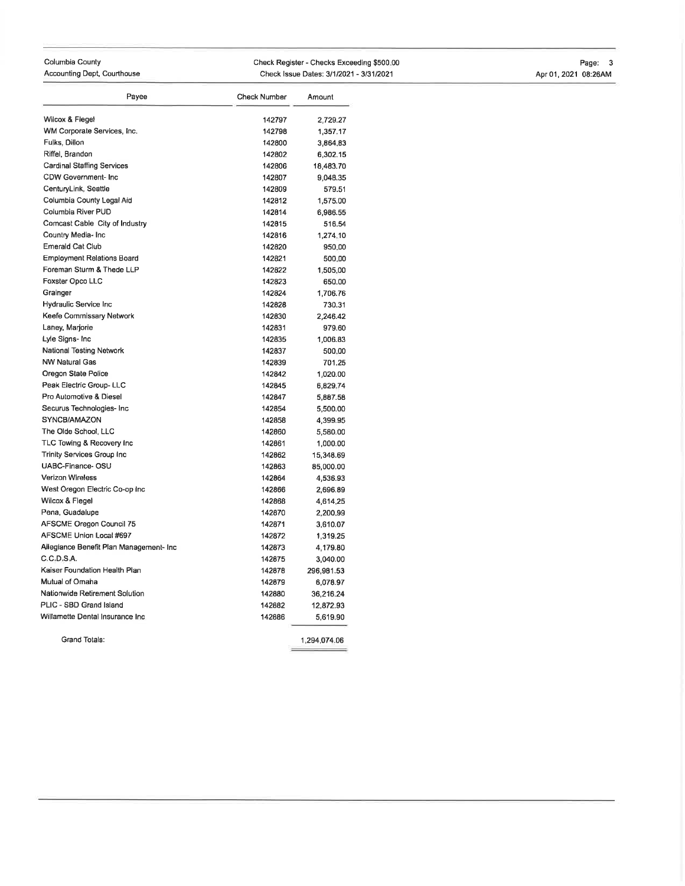| Payee | Check Number | Amount |
|---|---|---|
| Wilcox & Flegel | 142797 | 2,729.27 |
| WM Corporate Services, Inc. | 142798 | 1,357.17 |
| Fulks, Dillon | 142800 | 3,864.83 |
| Riffel, Brandon | 142802 | 6,302.15 |
| Cardinal Staffing Services | 142806 | 18,483.70 |
| CDW Government- Inc | 142807 | 9,048.35 |
| CenturyLink, Seattle | 142809 | 579.51 |
| Columbia County Legal Aid | 142812 | 1,575.00 |
| Columbia River PUD | 142814 | 6,986.55 |
| Comcast Cable City of Industry | 142815 | 516.54 |
| Country Media- Inc | 142816 | 1,274.10 |
| Emerald Cat Club | 142820 | 950.00 |
| Employment Relations Board | 142821 | 500.00 |
| Foreman Sturm & Thede LLP | 142822 | 1,505.00 |
| Foxster Opco LLC | 142823 | 650.00 |
| Grainger | 142824 | 1,706.76 |
| Hydraulic Service Inc | 142828 | 730.31 |
| Keefe Commissary Network | 142830 | 2,246.42 |
| Laney, Marjorie | 142831 | 979.60 |
| Lyle Signs- Inc | 142835 | 1,006.83 |
| National Testing Network | 142837 | 500.00 |
| NW Natural Gas | 142839 | 701.25 |
| Oregon State Police | 142842 | 1,020.00 |
| Peak Electric Group- LLC | 142845 | 6,829.74 |
| Pro Automotive & Diesel | 142847 | 5,887.58 |
| Securus Technologies- Inc | 142854 | 5,500.00 |
| SYNCB/AMAZON | 142858 | 4,399.95 |
| The Olde School, LLC | 142860 | 5,580.00 |
| TLC Towing & Recovery Inc | 142861 | 1,000.00 |
| Trinity Services Group Inc | 142862 | 15,348.69 |
| UABC-Finance- OSU | 142863 | 85,000.00 |
| Verizon Wireless | 142864 | 4,536.93 |
| West Oregon Electric Co-op Inc | 142866 | 2,696.89 |
| Wilcox & Flegel | 142868 | 4,614.25 |
| Pena, Guadalupe | 142870 | 2,200.99 |
| AFSCME Oregon Council 75 | 142871 | 3,610.07 |
| AFSCME Union Local #697 | 142872 | 1,319.25 |
| Allegiance Benefit Plan Management- Inc | 142873 | 4,179.80 |
| C.C.D.S.A. | 142875 | 3,040.00 |
| Kaiser Foundation Health Plan | 142878 | 296,981.53 |
| Mutual of Omaha | 142879 | 6,078.97 |
| Nationwide Retirement Solution | 142880 | 36,216.24 |
| PLIC - SBD Grand Island | 142882 | 12,872.93 |
| Willamette Dental Insurance Inc | 142886 | 5,619.90 |
| Grand Totals: | | 1,294,074.06 |